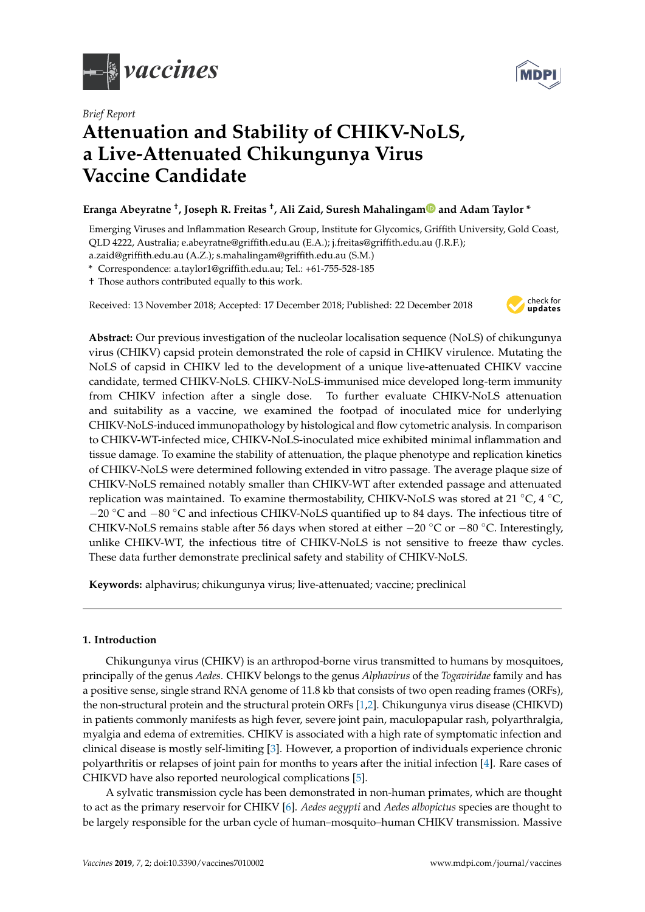*Brief Report*

# Attenuation and Stability of CHIKV-NoLS, a Live-Attenuated Chikungunya Virus Vaccine Candidate

**Eranga Abeyratne †, Joseph R. Freitas †, Ali Zaid, Suresh Mahalingam and Adam Taylor \***

Emerging Viruses and Inflammation Research Group, Institute for Glycomics, Griffith University, Gold Coast, QLD 4222, Australia; e.abeyratne@griffith.edu.au (E.A.); j.freitas@griffith.edu.au (J.R.F.); a.zaid@griffith.edu.au (A.Z.); s.mahalingam@griffith.edu.au (S.M.)

\* Correspondence: a.taylor1@griffith.edu.au; Tel.: +61-755-528-185

† Those authors contributed equally to this work.

Received: 13 November 2018; Accepted: 17 December 2018; Published: 22 December 2018

**Abstract:** Our previous investigation of the nucleolar localisation sequence (NoLS) of chikungunya virus (CHIKV) capsid protein demonstrated the role of capsid in CHIKV virulence. Mutating the NoLS of capsid in CHIKV led to the development of a unique live-attenuated CHIKV vaccine candidate, termed CHIKV-NoLS. CHIKV-NoLS-immunised mice developed long-term immunity from CHIKV infection after a single dose. To further evaluate CHIKV-NoLS attenuation and suitability as a vaccine, we examined the footpad of inoculated mice for underlying CHIKV-NoLS-induced immunopathology by histological and flow cytometric analysis. In comparison to CHIKV-WT-infected mice, CHIKV-NoLS-inoculated mice exhibited minimal inflammation and tissue damage. To examine the stability of attenuation, the plaque phenotype and replication kinetics of CHIKV-NoLS were determined following extended in vitro passage. The average plaque size of CHIKV-NoLS remained notably smaller than CHIKV-WT after extended passage and attenuated replication was maintained. To examine thermostability, CHIKV-NoLS was stored at 21 °C, 4 °C, −20 °C and −80 °C and infectious CHIKV-NoLS quantified up to 84 days. The infectious titre of CHIKV-NoLS remains stable after 56 days when stored at either −20 °C or −80 °C. Interestingly, unlike CHIKV-WT, the infectious titre of CHIKV-NoLS is not sensitive to freeze thaw cycles. These data further demonstrate preclinical safety and stability of CHIKV-NoLS.

**Keywords:** alphavirus; chikungunya virus; live-attenuated; vaccine; preclinical

## 1. Introduction

Chikungunya virus (CHIKV) is an arthropod-borne virus transmitted to humans by mosquitoes, principally of the genus *Aedes*. CHIKV belongs to the genus *Alphavirus* of the *Togaviridae* family and has a positive sense, single strand RNA genome of 11.8 kb that consists of two open reading frames (ORFs), the non-structural protein and the structural protein ORFs [1,2]. Chikungunya virus disease (CHIKVD) in patients commonly manifests as high fever, severe joint pain, maculopapular rash, polyarthralgia, myalgia and edema of extremities. CHIKV is associated with a high rate of symptomatic infection and clinical disease is mostly self-limiting [3]. However, a proportion of individuals experience chronic polyarthritis or relapses of joint pain for months to years after the initial infection [4]. Rare cases of CHIKVD have also reported neurological complications [5].

A sylvatic transmission cycle has been demonstrated in non-human primates, which are thought to act as the primary reservoir for CHIKV [6]. *Aedes aegypti* and *Aedes albopictus* species are thought to be largely responsible for the urban cycle of human–mosquito–human CHIKV transmission. Massive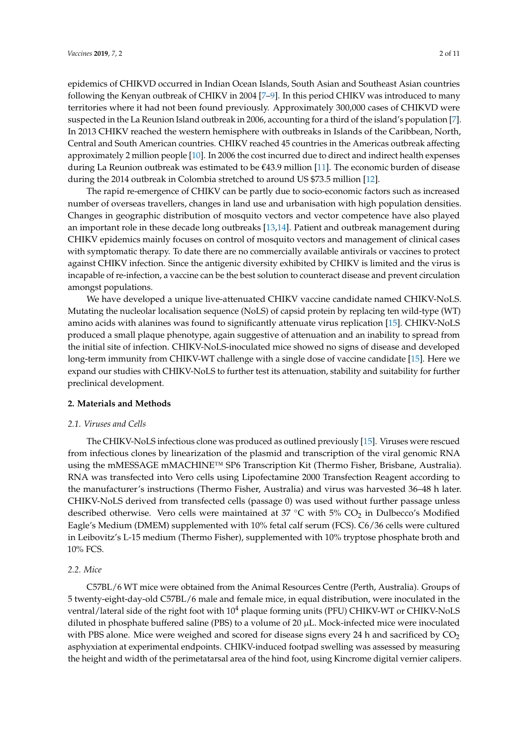epidemics of CHIKVD occurred in Indian Ocean Islands, South Asian and Southeast Asian countries following the Kenyan outbreak of CHIKV in 2004 [7–9]. In this period CHIKV was introduced to many territories where it had not been found previously. Approximately 300,000 cases of CHIKVD were suspected in the La Reunion Island outbreak in 2006, accounting for a third of the island's population [7]. In 2013 CHIKV reached the western hemisphere with outbreaks in Islands of the Caribbean, North, Central and South American countries. CHIKV reached 45 countries in the Americas outbreak affecting approximately 2 million people [10]. In 2006 the cost incurred due to direct and indirect health expenses during La Reunion outbreak was estimated to be €43.9 million [11]. The economic burden of disease during the 2014 outbreak in Colombia stretched to around US $73.5 million [12].

The rapid re-emergence of CHIKV can be partly due to socio-economic factors such as increased number of overseas travellers, changes in land use and urbanisation with high population densities. Changes in geographic distribution of mosquito vectors and vector competence have also played an important role in these decade long outbreaks [13,14]. Patient and outbreak management during CHIKV epidemics mainly focuses on control of mosquito vectors and management of clinical cases with symptomatic therapy. To date there are no commercially available antivirals or vaccines to protect against CHIKV infection. Since the antigenic diversity exhibited by CHIKV is limited and the virus is incapable of re-infection, a vaccine can be the best solution to counteract disease and prevent circulation amongst populations.

We have developed a unique live-attenuated CHIKV vaccine candidate named CHIKV-NoLS. Mutating the nucleolar localisation sequence (NoLS) of capsid protein by replacing ten wild-type (WT) amino acids with alanines was found to significantly attenuate virus replication [15]. CHIKV-NoLS produced a small plaque phenotype, again suggestive of attenuation and an inability to spread from the initial site of infection. CHIKV-NoLS-inoculated mice showed no signs of disease and developed long-term immunity from CHIKV-WT challenge with a single dose of vaccine candidate [15]. Here we expand our studies with CHIKV-NoLS to further test its attenuation, stability and suitability for further preclinical development.

## 2. Materials and Methods

### 2.1. Viruses and Cells

The CHIKV-NoLS infectious clone was produced as outlined previously [15]. Viruses were rescued from infectious clones by linearization of the plasmid and transcription of the viral genomic RNA using the mMESSAGE mMACHINE™ SP6 Transcription Kit (Thermo Fisher, Brisbane, Australia). RNA was transfected into Vero cells using Lipofectamine 2000 Transfection Reagent according to the manufacturer's instructions (Thermo Fisher, Australia) and virus was harvested 36–48 h later. CHIKV-NoLS derived from transfected cells (passage 0) was used without further passage unless described otherwise. Vero cells were maintained at 37 °C with 5% $CO_2$ in Dulbecco's Modified Eagle's Medium (DMEM) supplemented with 10% fetal calf serum (FCS). C6/36 cells were cultured in Leibovitz's L-15 medium (Thermo Fisher), supplemented with 10% tryptose phosphate broth and 10% FCS.

### 2.2. Mice

C57BL/6 WT mice were obtained from the Animal Resources Centre (Perth, Australia). Groups of 5 twenty-eight-day-old C57BL/6 male and female mice, in equal distribution, were inoculated in the ventral/lateral side of the right foot with $10^4$ plaque forming units (PFU) CHIKV-WT or CHIKV-NoLS diluted in phosphate buffered saline (PBS) to a volume of 20 µL. Mock-infected mice were inoculated with PBS alone. Mice were weighed and scored for disease signs every 24 h and sacrificed by $CO_2$ asphyxiation at experimental endpoints. CHIKV-induced footpad swelling was assessed by measuring the height and width of the perimetatarsal area of the hind foot, using Kincrome digital vernier calipers.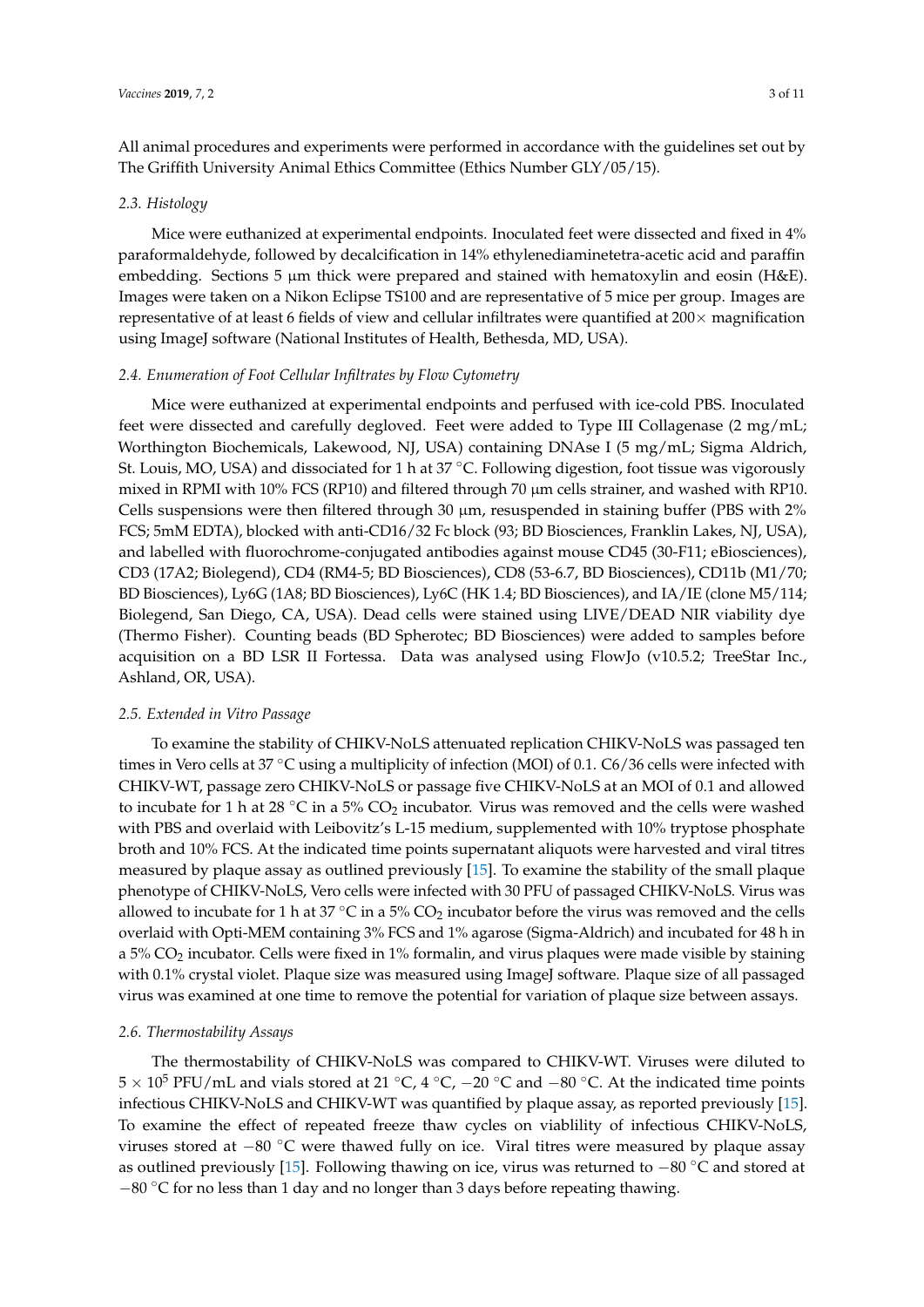All animal procedures and experiments were performed in accordance with the guidelines set out by The Griffith University Animal Ethics Committee (Ethics Number GLY/05/15).

### 2.3. Histology

Mice were euthanized at experimental endpoints. Inoculated feet were dissected and fixed in 4% paraformaldehyde, followed by decalcification in 14% ethylenediaminetetra-acetic acid and paraffin embedding. Sections 5 μm thick were prepared and stained with hematoxylin and eosin (H&E). Images were taken on a Nikon Eclipse TS100 and are representative of 5 mice per group. Images are representative of at least 6 fields of view and cellular infiltrates were quantified at 200× magnification using ImageJ software (National Institutes of Health, Bethesda, MD, USA).

### 2.4. Enumeration of Foot Cellular Infiltrates by Flow Cytometry

Mice were euthanized at experimental endpoints and perfused with ice-cold PBS. Inoculated feet were dissected and carefully degloved. Feet were added to Type III Collagenase (2 mg/mL; Worthington Biochemicals, Lakewood, NJ, USA) containing DNAse I (5 mg/mL; Sigma Aldrich, St. Louis, MO, USA) and dissociated for 1 h at 37 °C. Following digestion, foot tissue was vigorously mixed in RPMI with 10% FCS (RP10) and filtered through 70 μm cells strainer, and washed with RP10. Cells suspensions were then filtered through 30 μm, resuspended in staining buffer (PBS with 2% FCS; 5mM EDTA), blocked with anti-CD16/32 Fc block (93; BD Biosciences, Franklin Lakes, NJ, USA), and labelled with fluorochrome-conjugated antibodies against mouse CD45 (30-F11; eBiosciences), CD3 (17A2; Biolegend), CD4 (RM4-5; BD Biosciences), CD8 (53-6.7, BD Biosciences), CD11b (M1/70; BD Biosciences), Ly6G (1A8; BD Biosciences), Ly6C (HK 1.4; BD Biosciences), and IA/IE (clone M5/114; Biolegend, San Diego, CA, USA). Dead cells were stained using LIVE/DEAD NIR viability dye (Thermo Fisher). Counting beads (BD Spherotec; BD Biosciences) were added to samples before acquisition on a BD LSR II Fortessa. Data was analysed using FlowJo (v10.5.2; TreeStar Inc., Ashland, OR, USA).

### 2.5. Extended in Vitro Passage

To examine the stability of CHIKV-NoLS attenuated replication CHIKV-NoLS was passaged ten times in Vero cells at 37 °C using a multiplicity of infection (MOI) of 0.1. C6/36 cells were infected with CHIKV-WT, passage zero CHIKV-NoLS or passage five CHIKV-NoLS at an MOI of 0.1 and allowed to incubate for 1 h at 28 °C in a 5% $CO_2$ incubator. Virus was removed and the cells were washed with PBS and overlaid with Leibovitz's L-15 medium, supplemented with 10% tryptose phosphate broth and 10% FCS. At the indicated time points supernatant aliquots were harvested and viral titres measured by plaque assay as outlined previously [15]. To examine the stability of the small plaque phenotype of CHIKV-NoLS, Vero cells were infected with 30 PFU of passaged CHIKV-NoLS. Virus was allowed to incubate for 1 h at 37 °C in a 5% $CO_2$ incubator before the virus was removed and the cells overlaid with Opti-MEM containing 3% FCS and 1% agarose (Sigma-Aldrich) and incubated for 48 h in a 5% $CO_2$ incubator. Cells were fixed in 1% formalin, and virus plaques were made visible by staining with 0.1% crystal violet. Plaque size was measured using ImageJ software. Plaque size of all passaged virus was examined at one time to remove the potential for variation of plaque size between assays.

### 2.6. Thermostability Assays

The thermostability of CHIKV-NoLS was compared to CHIKV-WT. Viruses were diluted to $5 \times 10^5$ PFU/mL and vials stored at 21 °C, 4 °C, −20 °C and −80 °C. At the indicated time points infectious CHIKV-NoLS and CHIKV-WT was quantified by plaque assay, as reported previously [15]. To examine the effect of repeated freeze thaw cycles on viablility of infectious CHIKV-NoLS, viruses stored at −80 °C were thawed fully on ice. Viral titres were measured by plaque assay as outlined previously [15]. Following thawing on ice, virus was returned to −80 °C and stored at −80 °C for no less than 1 day and no longer than 3 days before repeating thawing.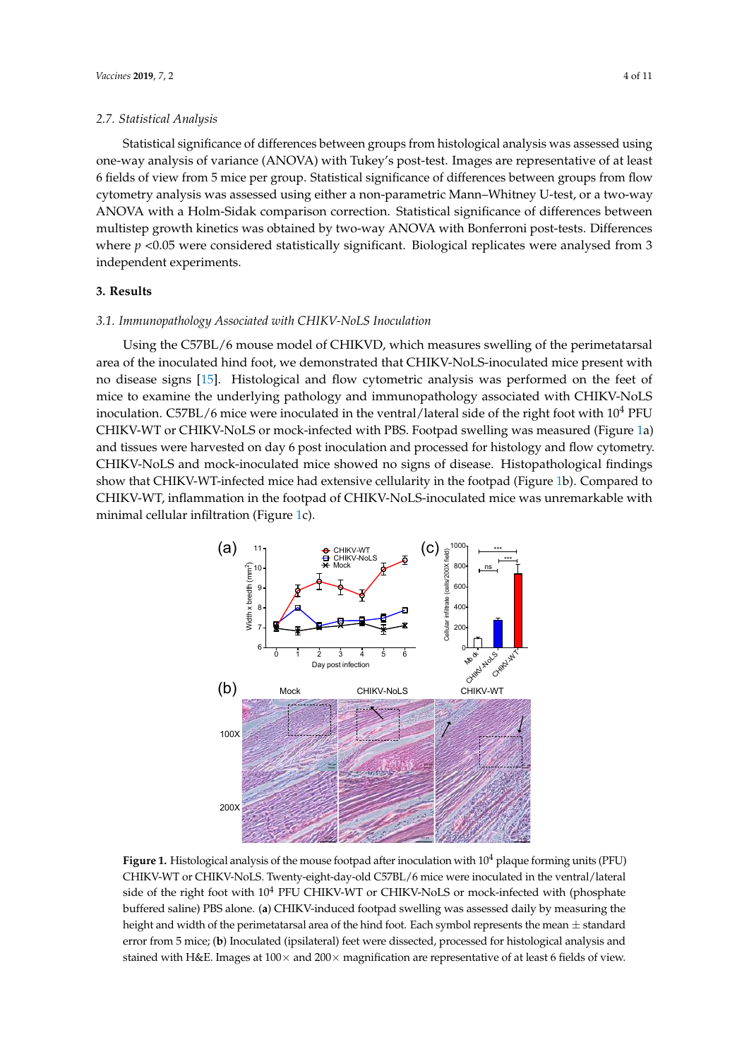### 2.7. Statistical Analysis

Statistical significance of differences between groups from histological analysis was assessed using one-way analysis of variance (ANOVA) with Tukey's post-test. Images are representative of at least 6 fields of view from 5 mice per group. Statistical significance of differences between groups from flow cytometry analysis was assessed using either a non-parametric Mann–Whitney U-test, or a two-way ANOVA with a Holm-Sidak comparison correction. Statistical significance of differences between multistep growth kinetics was obtained by two-way ANOVA with Bonferroni post-tests. Differences where $p < 0.05$ were considered statistically significant. Biological replicates were analysed from 3 independent experiments.

## 3. Results

### 3.1. Immunopathology Associated with CHIKV-NoLS Inoculation

Using the C57BL/6 mouse model of CHIKVD, which measures swelling of the perimetatarsal area of the inoculated hind foot, we demonstrated that CHIKV-NoLS-inoculated mice present with no disease signs [15]. Histological and flow cytometric analysis was performed on the feet of mice to examine the underlying pathology and immunopathology associated with CHIKV-NoLS inoculation. C57BL/6 mice were inoculated in the ventral/lateral side of the right foot with $10^4$ PFU CHIKV-WT or CHIKV-NoLS or mock-infected with PBS. Footpad swelling was measured (Figure 1a) and tissues were harvested on day 6 post inoculation and processed for histology and flow cytometry. CHIKV-NoLS and mock-inoculated mice showed no signs of disease. Histopathological findings show that CHIKV-WT-infected mice had extensive cellularity in the footpad (Figure 1b). Compared to CHIKV-WT, inflammation in the footpad of CHIKV-NoLS-inoculated mice was unremarkable with minimal cellular infiltration (Figure 1c).

(a)
CHIKV-WT
CHIKV-NoLS
Mock
Width x bredth (mm²)
11
10
9
8
7
6
0 1 2 3 4 5 6
Day post infection

(c)
Cellular infiltrate (cells/200X field)
1000
800
600
400
200
0
***
ns
***
Mock
CHIKV-NoLS
CHIKV-WT

(b)
Mock
CHIKV-NoLS
CHIKV-WT
100X
200X

**Figure 1.** Histological analysis of the mouse footpad after inoculation with $10^4$ plaque forming units (PFU) CHIKV-WT or CHIKV-NoLS. Twenty-eight-day-old C57BL/6 mice were inoculated in the ventral/lateral side of the right foot with $10^4$ PFU CHIKV-WT or CHIKV-NoLS or mock-infected with (phosphate buffered saline) PBS alone. (**a**) CHIKV-induced footpad swelling was assessed daily by measuring the height and width of the perimetatarsal area of the hind foot. Each symbol represents the mean ± standard error from 5 mice; (**b**) Inoculated (ipsilateral) feet were dissected, processed for histological analysis and stained with H&E. Images at 100× and 200× magnification are representative of at least 6 fields of view.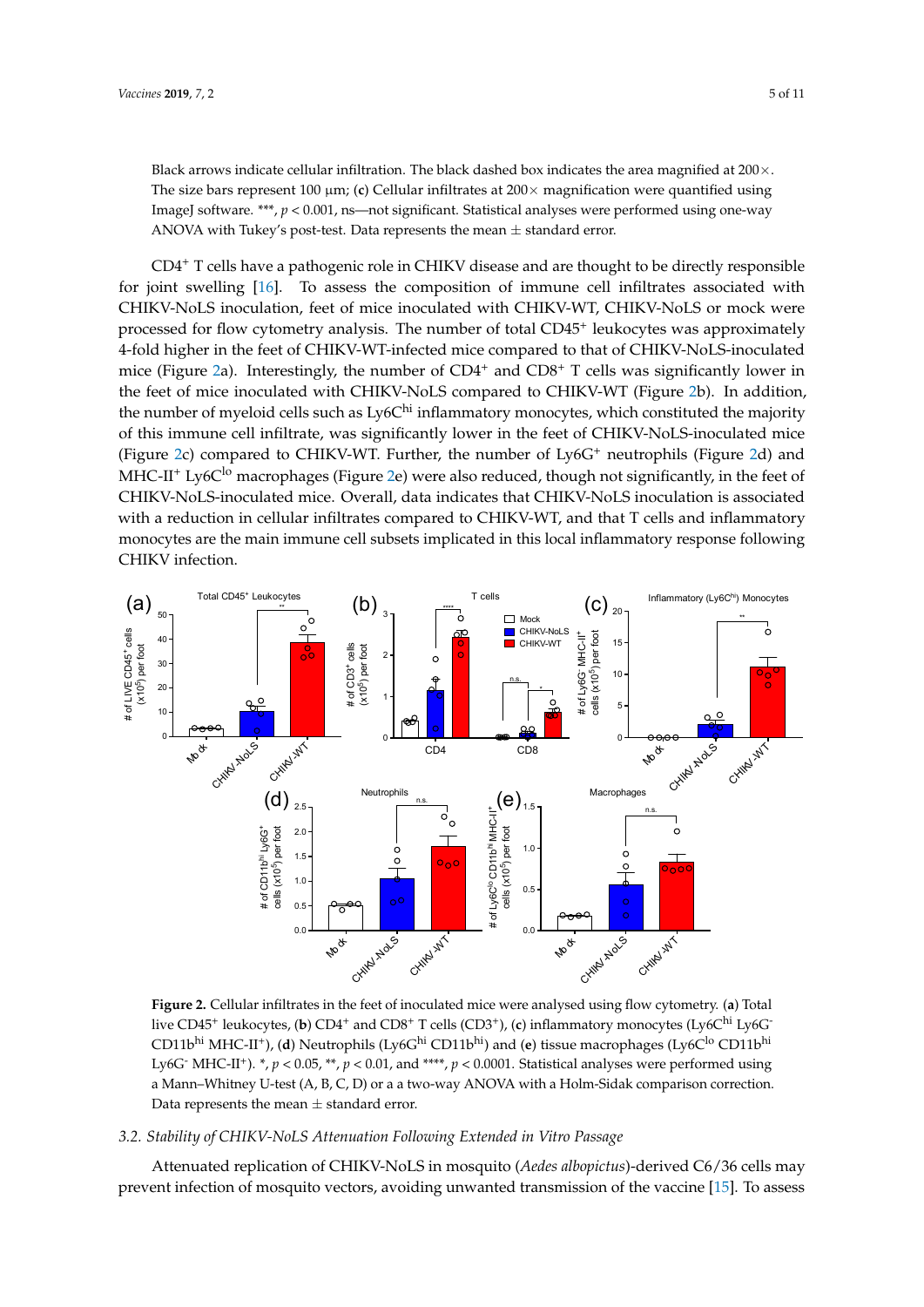Black arrows indicate cellular infiltration. The black dashed box indicates the area magnified at 200×. The size bars represent 100 μm; (**c**) Cellular infiltrates at 200× magnification were quantified using ImageJ software. ***, $p < 0.001$, ns—not significant. Statistical analyses were performed using one-way ANOVA with Tukey's post-test. Data represents the mean ± standard error.

$CD4^+$ T cells have a pathogenic role in CHIKV disease and are thought to be directly responsible for joint swelling [16]. To assess the composition of immune cell infiltrates associated with CHIKV-NoLS inoculation, feet of mice inoculated with CHIKV-WT, CHIKV-NoLS or mock were processed for flow cytometry analysis. The number of total $CD45^+$ leukocytes was approximately 4-fold higher in the feet of CHIKV-WT-infected mice compared to that of CHIKV-NoLS-inoculated mice (Figure 2a). Interestingly, the number of $CD4^+$ and $CD8^+$ T cells was significantly lower in the feet of mice inoculated with CHIKV-NoLS compared to CHIKV-WT (Figure 2b). In addition, the number of myeloid cells such as $Ly6C^{hi}$ inflammatory monocytes, which constituted the majority of this immune cell infiltrate, was significantly lower in the feet of CHIKV-NoLS-inoculated mice (Figure 2c) compared to CHIKV-WT. Further, the number of $Ly6G^+$ neutrophils (Figure 2d) and $MHC\text{-}II^+$ $Ly6C^{lo}$ macrophages (Figure 2e) were also reduced, though not significantly, in the feet of CHIKV-NoLS-inoculated mice. Overall, data indicates that CHIKV-NoLS inoculation is associated with a reduction in cellular infiltrates compared to CHIKV-WT, and that T cells and inflammatory monocytes are the main immune cell subsets implicated in this local inflammatory response following CHIKV infection.

(a) Total CD45+ Leukocytes
# of LIVE CD45+ cells (x10^5) per foot
Mock, CHIKV-NoLS, CHIKV-WT
**

(b) T cells
# of CD3+ cells (x10^5) per foot
CD4, CD8
Mock, CHIKV-NoLS, CHIKV-WT
****, n.s., *

(c) Inflammatory (Ly6C^hi) Monocytes
# of Ly6G- MHC-II+ cells (x10^5) per foot
Mock, CHIKV-NoLS, CHIKV-WT
**

(d) Neutrophils
# of CD11b^hi Ly6G+ cells (x10^5) per foot
Mock, CHIKV-NoLS, CHIKV-WT
n.s.

(e) Macrophages
# of Ly6C^lo CD11b^hi MHC-II+ cells (x10^5) per foot
Mock, CHIKV-NoLS, CHIKV-WT
n.s.

**Figure 2.** Cellular infiltrates in the feet of inoculated mice were analysed using flow cytometry. (**a**) Total live $CD45^+$ leukocytes, (**b**) $CD4^+$ and $CD8^+$ T cells ($CD3^+$), (**c**) inflammatory monocytes ($Ly6C^{hi}$ $Ly6G^-$ $CD11b^{hi}$ $MHC\text{-}II^+$), (**d**) Neutrophils ($Ly6G^{hi}$ $CD11b^{hi}$) and (**e**) tissue macrophages ($Ly6C^{lo}$ $CD11b^{hi}$ $Ly6G^-$ $MHC\text{-}II^+$). *, $p < 0.05$, **, $p < 0.01$, and ****, $p < 0.0001$. Statistical analyses were performed using a Mann–Whitney U-test (A, B, C, D) or a a two-way ANOVA with a Holm-Sidak comparison correction. Data represents the mean ± standard error.

### 3.2. Stability of CHIKV-NoLS Attenuation Following Extended in Vitro Passage

Attenuated replication of CHIKV-NoLS in mosquito (*Aedes albopictus*)-derived C6/36 cells may prevent infection of mosquito vectors, avoiding unwanted transmission of the vaccine [15]. To assess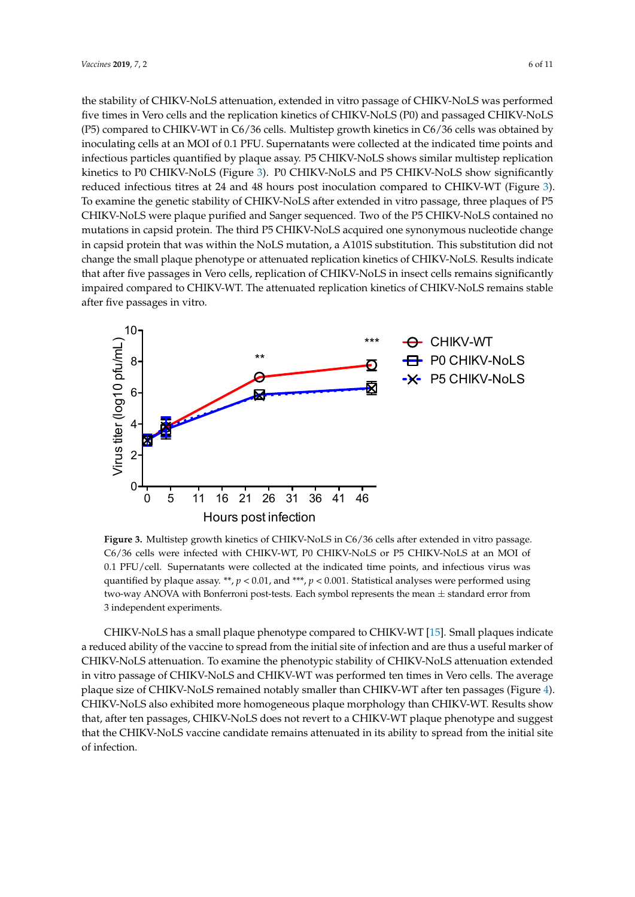the stability of CHIKV-NoLS attenuation, extended in vitro passage of CHIKV-NoLS was performed five times in Vero cells and the replication kinetics of CHIKV-NoLS (P0) and passaged CHIKV-NoLS (P5) compared to CHIKV-WT in C6/36 cells. Multistep growth kinetics in C6/36 cells was obtained by inoculating cells at an MOI of 0.1 PFU. Supernatants were collected at the indicated time points and infectious particles quantified by plaque assay. P5 CHIKV-NoLS shows similar multistep replication kinetics to P0 CHIKV-NoLS (Figure 3). P0 CHIKV-NoLS and P5 CHIKV-NoLS show significantly reduced infectious titres at 24 and 48 hours post inoculation compared to CHIKV-WT (Figure 3). To examine the genetic stability of CHIKV-NoLS after extended in vitro passage, three plaques of P5 CHIKV-NoLS were plaque purified and Sanger sequenced. Two of the P5 CHIKV-NoLS contained no mutations in capsid protein. The third P5 CHIKV-NoLS acquired one synonymous nucleotide change in capsid protein that was within the NoLS mutation, a A101S substitution. This substitution did not change the small plaque phenotype or attenuated replication kinetics of CHIKV-NoLS. Results indicate that after five passages in Vero cells, replication of CHIKV-NoLS in insect cells remains significantly impaired compared to CHIKV-WT. The attenuated replication kinetics of CHIKV-NoLS remains stable after five passages in vitro.

Virus titer (log10 pfu/mL)
10
8
6
4
2
0
0 5 11 16 21 26 31 36 41 46
Hours post infection
**
***
CHIKV-WT
P0 CHIKV-NoLS
P5 CHIKV-NoLS

**Figure 3.** Multistep growth kinetics of CHIKV-NoLS in C6/36 cells after extended in vitro passage. C6/36 cells were infected with CHIKV-WT, P0 CHIKV-NoLS or P5 CHIKV-NoLS at an MOI of 0.1 PFU/cell. Supernatants were collected at the indicated time points, and infectious virus was quantified by plaque assay. **, $p < 0.01$, and ***, $p < 0.001$. Statistical analyses were performed using two-way ANOVA with Bonferroni post-tests. Each symbol represents the mean ± standard error from 3 independent experiments.

CHIKV-NoLS has a small plaque phenotype compared to CHIKV-WT [15]. Small plaques indicate a reduced ability of the vaccine to spread from the initial site of infection and are thus a useful marker of CHIKV-NoLS attenuation. To examine the phenotypic stability of CHIKV-NoLS attenuation extended in vitro passage of CHIKV-NoLS and CHIKV-WT was performed ten times in Vero cells. The average plaque size of CHIKV-NoLS remained notably smaller than CHIKV-WT after ten passages (Figure 4). CHIKV-NoLS also exhibited more homogeneous plaque morphology than CHIKV-WT. Results show that, after ten passages, CHIKV-NoLS does not revert to a CHIKV-WT plaque phenotype and suggest that the CHIKV-NoLS vaccine candidate remains attenuated in its ability to spread from the initial site of infection.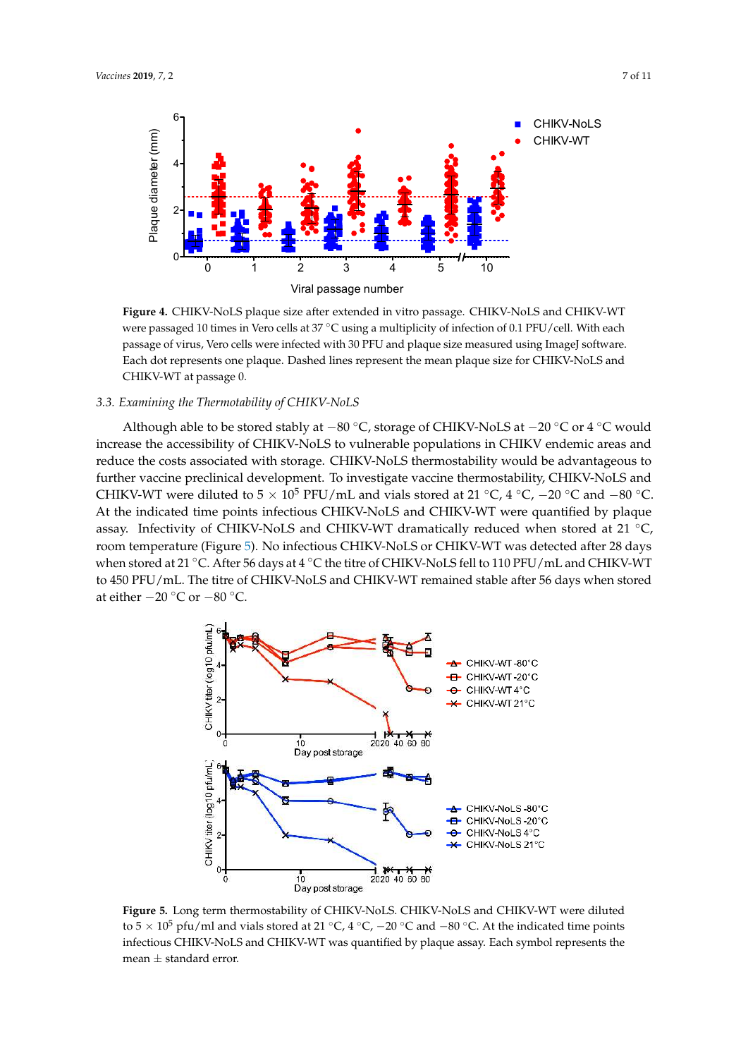Plaque diameter (mm)

6
4
2
0

0 1 2 3 4 5 10

Viral passage number

CHIKV-NoLS
CHIKV-WT

**Figure 4.** CHIKV-NoLS plaque size after extended in vitro passage. CHIKV-NoLS and CHIKV-WT were passaged 10 times in Vero cells at 37 °C using a multiplicity of infection of 0.1 PFU/cell. With each passage of virus, Vero cells were infected with 30 PFU and plaque size measured using ImageJ software. Each dot represents one plaque. Dashed lines represent the mean plaque size for CHIKV-NoLS and CHIKV-WT at passage 0.

### 3.3. Examining the Thermotability of CHIKV-NoLS

Although able to be stored stably at −80 °C, storage of CHIKV-NoLS at −20 °C or 4 °C would increase the accessibility of CHIKV-NoLS to vulnerable populations in CHIKV endemic areas and reduce the costs associated with storage. CHIKV-NoLS thermostability would be advantageous to further vaccine preclinical development. To investigate vaccine thermostability, CHIKV-NoLS and CHIKV-WT were diluted to $5 \times 10^5$ PFU/mL and vials stored at 21 °C, 4 °C, −20 °C and −80 °C. At the indicated time points infectious CHIKV-NoLS and CHIKV-WT were quantified by plaque assay. Infectivity of CHIKV-NoLS and CHIKV-WT dramatically reduced when stored at 21 °C, room temperature (Figure 5). No infectious CHIKV-NoLS or CHIKV-WT was detected after 28 days when stored at 21 °C. After 56 days at 4 °C the titre of CHIKV-NoLS fell to 110 PFU/mL and CHIKV-WT to 450 PFU/mL. The titre of CHIKV-NoLS and CHIKV-WT remained stable after 56 days when stored at either −20 °C or −80 °C.

CHIKV titer (log10 pfu/mL)
6
4
2
0
0 10 20 20 40 60 80
Day post storage

CHIKV-WT -80°C
CHIKV-WT -20°C
CHIKV-WT 4°C
CHIKV-WT 21°C

CHIKV titer (log10 pfu/mL)
6
4
2
0
0 10 20 20 40 60 80
Day post storage

CHIKV-NoLS -80°C
CHIKV-NoLS -20°C
CHIKV-NoLS 4°C
CHIKV-NoLS 21°C

**Figure 5.** Long term thermostability of CHIKV-NoLS. CHIKV-NoLS and CHIKV-WT were diluted to $5 \times 10^5$ pfu/ml and vials stored at 21 °C, 4 °C, −20 °C and −80 °C. At the indicated time points infectious CHIKV-NoLS and CHIKV-WT was quantified by plaque assay. Each symbol represents the mean ± standard error.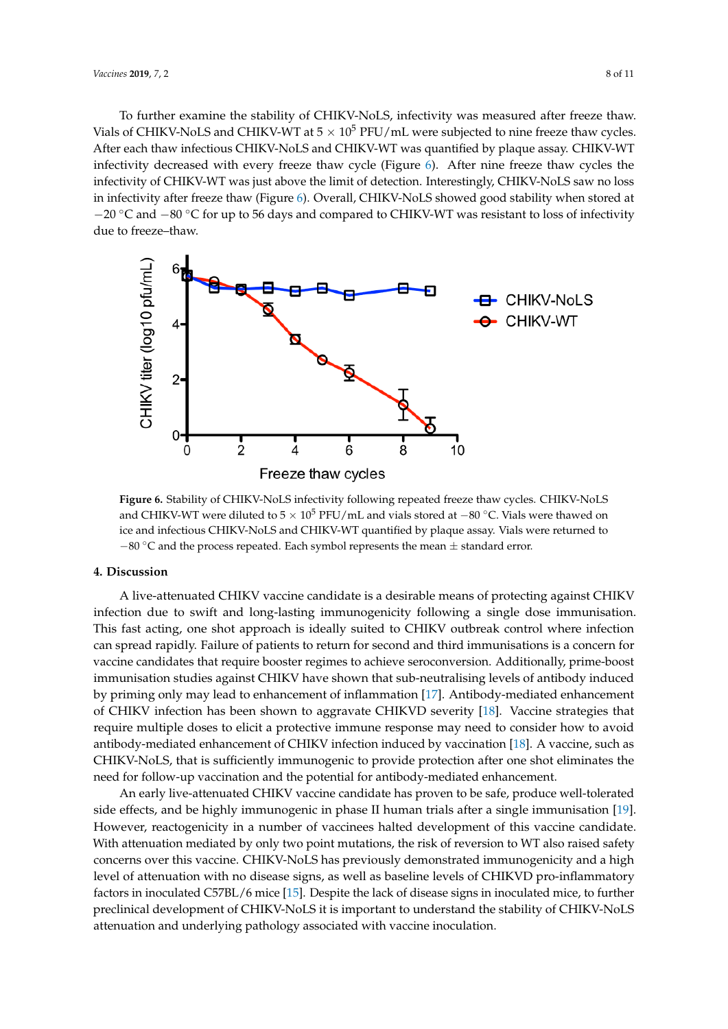To further examine the stability of CHIKV-NoLS, infectivity was measured after freeze thaw. Vials of CHIKV-NoLS and CHIKV-WT at $5 \times 10^5$ PFU/mL were subjected to nine freeze thaw cycles. After each thaw infectious CHIKV-NoLS and CHIKV-WT was quantified by plaque assay. CHIKV-WT infectivity decreased with every freeze thaw cycle (Figure 6). After nine freeze thaw cycles the infectivity of CHIKV-WT was just above the limit of detection. Interestingly, CHIKV-NoLS saw no loss in infectivity after freeze thaw (Figure 6). Overall, CHIKV-NoLS showed good stability when stored at −20 °C and −80 °C for up to 56 days and compared to CHIKV-WT was resistant to loss of infectivity due to freeze–thaw.

CHIKV titer (log10 pfu/mL)

0
2
4
6

0
2
4
6
8
10

Freeze thaw cycles

CHIKV-NoLS
CHIKV-WT

**Figure 6.** Stability of CHIKV-NoLS infectivity following repeated freeze thaw cycles. CHIKV-NoLS and CHIKV-WT were diluted to $5 \times 10^5$ PFU/mL and vials stored at −80 °C. Vials were thawed on ice and infectious CHIKV-NoLS and CHIKV-WT quantified by plaque assay. Vials were returned to −80 °C and the process repeated. Each symbol represents the mean ± standard error.

## 4. Discussion

A live-attenuated CHIKV vaccine candidate is a desirable means of protecting against CHIKV infection due to swift and long-lasting immunogenicity following a single dose immunisation. This fast acting, one shot approach is ideally suited to CHIKV outbreak control where infection can spread rapidly. Failure of patients to return for second and third immunisations is a concern for vaccine candidates that require booster regimes to achieve seroconversion. Additionally, prime-boost immunisation studies against CHIKV have shown that sub-neutralising levels of antibody induced by priming only may lead to enhancement of inflammation [17]. Antibody-mediated enhancement of CHIKV infection has been shown to aggravate CHIKVD severity [18]. Vaccine strategies that require multiple doses to elicit a protective immune response may need to consider how to avoid antibody-mediated enhancement of CHIKV infection induced by vaccination [18]. A vaccine, such as CHIKV-NoLS, that is sufficiently immunogenic to provide protection after one shot eliminates the need for follow-up vaccination and the potential for antibody-mediated enhancement.

An early live-attenuated CHIKV vaccine candidate has proven to be safe, produce well-tolerated side effects, and be highly immunogenic in phase II human trials after a single immunisation [19]. However, reactogenicity in a number of vaccinees halted development of this vaccine candidate. With attenuation mediated by only two point mutations, the risk of reversion to WT also raised safety concerns over this vaccine. CHIKV-NoLS has previously demonstrated immunogenicity and a high level of attenuation with no disease signs, as well as baseline levels of CHIKVD pro-inflammatory factors in inoculated C57BL/6 mice [15]. Despite the lack of disease signs in inoculated mice, to further preclinical development of CHIKV-NoLS it is important to understand the stability of CHIKV-NoLS attenuation and underlying pathology associated with vaccine inoculation.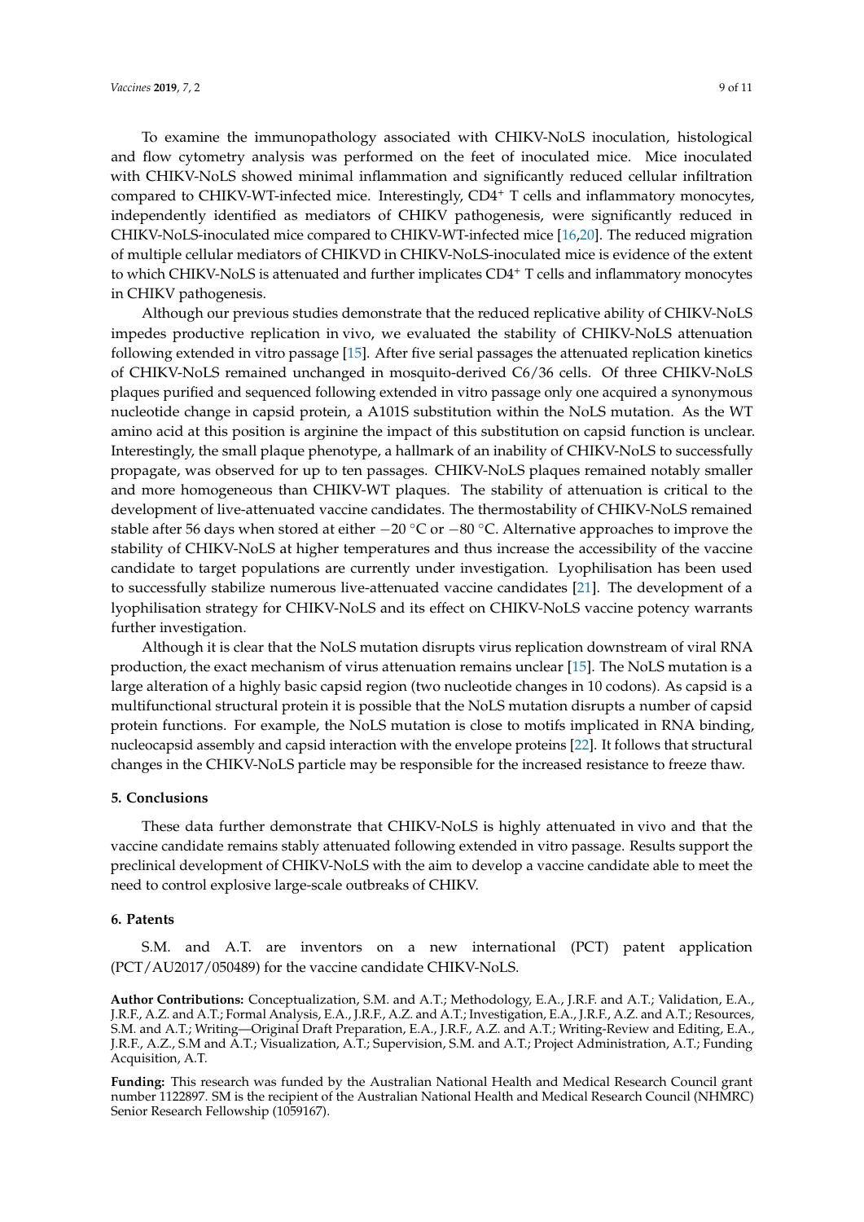To examine the immunopathology associated with CHIKV-NoLS inoculation, histological and flow cytometry analysis was performed on the feet of inoculated mice. Mice inoculated with CHIKV-NoLS showed minimal inflammation and significantly reduced cellular infiltration compared to CHIKV-WT-infected mice. Interestingly, $CD4^+$ T cells and inflammatory monocytes, independently identified as mediators of CHIKV pathogenesis, were significantly reduced in CHIKV-NoLS-inoculated mice compared to CHIKV-WT-infected mice [16,20]. The reduced migration of multiple cellular mediators of CHIKVD in CHIKV-NoLS-inoculated mice is evidence of the extent to which CHIKV-NoLS is attenuated and further implicates $CD4^+$ T cells and inflammatory monocytes in CHIKV pathogenesis.

Although our previous studies demonstrate that the reduced replicative ability of CHIKV-NoLS impedes productive replication in vivo, we evaluated the stability of CHIKV-NoLS attenuation following extended in vitro passage [15]. After five serial passages the attenuated replication kinetics of CHIKV-NoLS remained unchanged in mosquito-derived C6/36 cells. Of three CHIKV-NoLS plaques purified and sequenced following extended in vitro passage only one acquired a synonymous nucleotide change in capsid protein, a A101S substitution within the NoLS mutation. As the WT amino acid at this position is arginine the impact of this substitution on capsid function is unclear. Interestingly, the small plaque phenotype, a hallmark of an inability of CHIKV-NoLS to successfully propagate, was observed for up to ten passages. CHIKV-NoLS plaques remained notably smaller and more homogeneous than CHIKV-WT plaques. The stability of attenuation is critical to the development of live-attenuated vaccine candidates. The thermostability of CHIKV-NoLS remained stable after 56 days when stored at either −20 °C or −80 °C. Alternative approaches to improve the stability of CHIKV-NoLS at higher temperatures and thus increase the accessibility of the vaccine candidate to target populations are currently under investigation. Lyophilisation has been used to successfully stabilize numerous live-attenuated vaccine candidates [21]. The development of a lyophilisation strategy for CHIKV-NoLS and its effect on CHIKV-NoLS vaccine potency warrants further investigation.

Although it is clear that the NoLS mutation disrupts virus replication downstream of viral RNA production, the exact mechanism of virus attenuation remains unclear [15]. The NoLS mutation is a large alteration of a highly basic capsid region (two nucleotide changes in 10 codons). As capsid is a multifunctional structural protein it is possible that the NoLS mutation disrupts a number of capsid protein functions. For example, the NoLS mutation is close to motifs implicated in RNA binding, nucleocapsid assembly and capsid interaction with the envelope proteins [22]. It follows that structural changes in the CHIKV-NoLS particle may be responsible for the increased resistance to freeze thaw.

## 5. Conclusions

These data further demonstrate that CHIKV-NoLS is highly attenuated in vivo and that the vaccine candidate remains stably attenuated following extended in vitro passage. Results support the preclinical development of CHIKV-NoLS with the aim to develop a vaccine candidate able to meet the need to control explosive large-scale outbreaks of CHIKV.

## 6. Patents

S.M. and A.T. are inventors on a new international (PCT) patent application (PCT/AU2017/050489) for the vaccine candidate CHIKV-NoLS.

**Author Contributions:** Conceptualization, S.M. and A.T.; Methodology, E.A., J.R.F. and A.T.; Validation, E.A., J.R.F., A.Z. and A.T.; Formal Analysis, E.A., J.R.F., A.Z. and A.T.; Investigation, E.A., J.R.F., A.Z. and A.T.; Resources, S.M. and A.T.; Writing—Original Draft Preparation, E.A., J.R.F., A.Z. and A.T.; Writing-Review and Editing, E.A., J.R.F., A.Z., S.M and A.T.; Visualization, A.T.; Supervision, S.M. and A.T.; Project Administration, A.T.; Funding Acquisition, A.T.

**Funding:** This research was funded by the Australian National Health and Medical Research Council grant number 1122897. SM is the recipient of the Australian National Health and Medical Research Council (NHMRC) Senior Research Fellowship (1059167).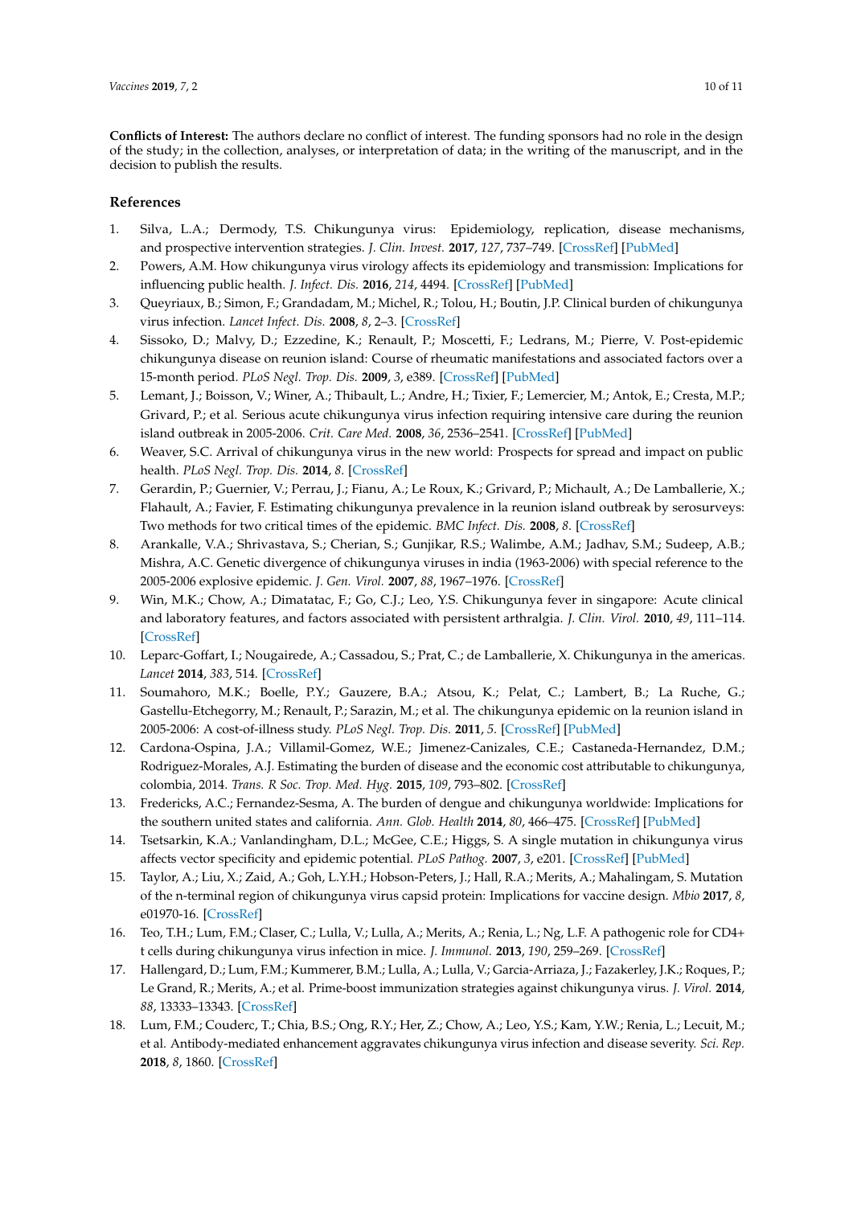**Conflicts of Interest:** The authors declare no conflict of interest. The funding sponsors had no role in the design of the study; in the collection, analyses, or interpretation of data; in the writing of the manuscript, and in the decision to publish the results.

## References

1. Silva, L.A.; Dermody, T.S. Chikungunya virus: Epidemiology, replication, disease mechanisms, and prospective intervention strategies. *J. Clin. Invest.* **2017**, *127*, 737–749. [CrossRef] [PubMed]
2. Powers, A.M. How chikungunya virus virology affects its epidemiology and transmission: Implications for influencing public health. *J. Infect. Dis.* **2016**, *214*, 4494. [CrossRef] [PubMed]
3. Queyriaux, B.; Simon, F.; Grandadam, M.; Michel, R.; Tolou, H.; Boutin, J.P. Clinical burden of chikungunya virus infection. *Lancet Infect. Dis.* **2008**, *8*, 2–3. [CrossRef]
4. Sissoko, D.; Malvy, D.; Ezzedine, K.; Renault, P.; Moscetti, F.; Ledrans, M.; Pierre, V. Post-epidemic chikungunya disease on reunion island: Course of rheumatic manifestations and associated factors over a 15-month period. *PLoS Negl. Trop. Dis.* **2009**, *3*, e389. [CrossRef] [PubMed]
5. Lemant, J.; Boisson, V.; Winer, A.; Thibault, L.; Andre, H.; Tixier, F.; Lemercier, M.; Antok, E.; Cresta, M.P.; Grivard, P.; et al. Serious acute chikungunya virus infection requiring intensive care during the reunion island outbreak in 2005-2006. *Crit. Care Med.* **2008**, *36*, 2536–2541. [CrossRef] [PubMed]
6. Weaver, S.C. Arrival of chikungunya virus in the new world: Prospects for spread and impact on public health. *PLoS Negl. Trop. Dis.* **2014**, *8*. [CrossRef]
7. Gerardin, P.; Guernier, V.; Perrau, J.; Fianu, A.; Le Roux, K.; Grivard, P.; Michault, A.; De Lamballerie, X.; Flahault, A.; Favier, F. Estimating chikungunya prevalence in la reunion island outbreak by serosurveys: Two methods for two critical times of the epidemic. *BMC Infect. Dis.* **2008**, *8*. [CrossRef]
8. Arankalle, V.A.; Shrivastava, S.; Cherian, S.; Gunjikar, R.S.; Walimbe, A.M.; Jadhav, S.M.; Sudeep, A.B.; Mishra, A.C. Genetic divergence of chikungunya viruses in india (1963-2006) with special reference to the 2005-2006 explosive epidemic. *J. Gen. Virol.* **2007**, *88*, 1967–1976. [CrossRef]
9. Win, M.K.; Chow, A.; Dimatatac, F.; Go, C.J.; Leo, Y.S. Chikungunya fever in singapore: Acute clinical and laboratory features, and factors associated with persistent arthralgia. *J. Clin. Virol.* **2010**, *49*, 111–114. [CrossRef]
10. Leparc-Goffart, I.; Nougairede, A.; Cassadou, S.; Prat, C.; de Lamballerie, X. Chikungunya in the americas. *Lancet* **2014**, *383*, 514. [CrossRef]
11. Soumahoro, M.K.; Boelle, P.Y.; Gauzere, B.A.; Atsou, K.; Pelat, C.; Lambert, B.; La Ruche, G.; Gastellu-Etchegorry, M.; Renault, P.; Sarazin, M.; et al. The chikungunya epidemic on la reunion island in 2005-2006: A cost-of-illness study. *PLoS Negl. Trop. Dis.* **2011**, *5*. [CrossRef] [PubMed]
12. Cardona-Ospina, J.A.; Villamil-Gomez, W.E.; Jimenez-Canizales, C.E.; Castaneda-Hernandez, D.M.; Rodriguez-Morales, A.J. Estimating the burden of disease and the economic cost attributable to chikungunya, colombia, 2014. *Trans. R Soc. Trop. Med. Hyg.* **2015**, *109*, 793–802. [CrossRef]
13. Fredericks, A.C.; Fernandez-Sesma, A. The burden of dengue and chikungunya worldwide: Implications for the southern united states and california. *Ann. Glob. Health* **2014**, *80*, 466–475. [CrossRef] [PubMed]
14. Tsetsarkin, K.A.; Vanlandingham, D.L.; McGee, C.E.; Higgs, S. A single mutation in chikungunya virus affects vector specificity and epidemic potential. *PLoS Pathog.* **2007**, *3*, e201. [CrossRef] [PubMed]
15. Taylor, A.; Liu, X.; Zaid, A.; Goh, L.Y.H.; Hobson-Peters, J.; Hall, R.A.; Merits, A.; Mahalingam, S. Mutation of the n-terminal region of chikungunya virus capsid protein: Implications for vaccine design. *Mbio* **2017**, *8*, e01970-16. [CrossRef]
16. Teo, T.H.; Lum, F.M.; Claser, C.; Lulla, V.; Lulla, A.; Merits, A.; Renia, L.; Ng, L.F. A pathogenic role for CD4+ t cells during chikungunya virus infection in mice. *J. Immunol.* **2013**, *190*, 259–269. [CrossRef]
17. Hallengard, D.; Lum, F.M.; Kummerer, B.M.; Lulla, A.; Lulla, V.; Garcia-Arriaza, J.; Fazakerley, J.K.; Roques, P.; Le Grand, R.; Merits, A.; et al. Prime-boost immunization strategies against chikungunya virus. *J. Virol.* **2014**, *88*, 13333–13343. [CrossRef]
18. Lum, F.M.; Couderc, T.; Chia, B.S.; Ong, R.Y.; Her, Z.; Chow, A.; Leo, Y.S.; Kam, Y.W.; Renia, L.; Lecuit, M.; et al. Antibody-mediated enhancement aggravates chikungunya virus infection and disease severity. *Sci. Rep.* **2018**, *8*, 1860. [CrossRef]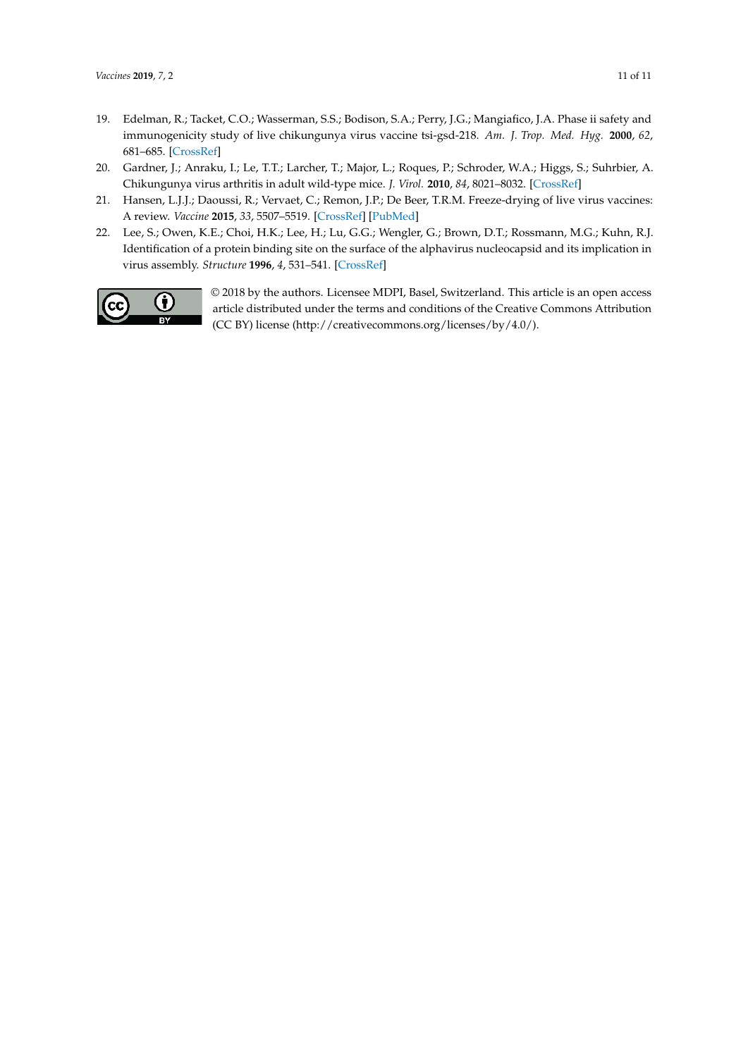19. Edelman, R.; Tacket, C.O.; Wasserman, S.S.; Bodison, S.A.; Perry, J.G.; Mangiafico, J.A. Phase ii safety and immunogenicity study of live chikungunya virus vaccine tsi-gsd-218. *Am. J. Trop. Med. Hyg.* **2000**, *62*, 681–685. [CrossRef]
20. Gardner, J.; Anraku, I.; Le, T.T.; Larcher, T.; Major, L.; Roques, P.; Schroder, W.A.; Higgs, S.; Suhrbier, A. Chikungunya virus arthritis in adult wild-type mice. *J. Virol.* **2010**, *84*, 8021–8032. [CrossRef]
21. Hansen, L.J.J.; Daoussi, R.; Vervaet, C.; Remon, J.P.; De Beer, T.R.M. Freeze-drying of live virus vaccines: A review. *Vaccine* **2015**, *33*, 5507–5519. [CrossRef] [PubMed]
22. Lee, S.; Owen, K.E.; Choi, H.K.; Lee, H.; Lu, G.G.; Wengler, G.; Brown, D.T.; Rossmann, M.G.; Kuhn, R.J. Identification of a protein binding site on the surface of the alphavirus nucleocapsid and its implication in virus assembly. *Structure* **1996**, *4*, 531–541. [CrossRef]

© 2018 by the authors. Licensee MDPI, Basel, Switzerland. This article is an open access article distributed under the terms and conditions of the Creative Commons Attribution (CC BY) license (http://creativecommons.org/licenses/by/4.0/).